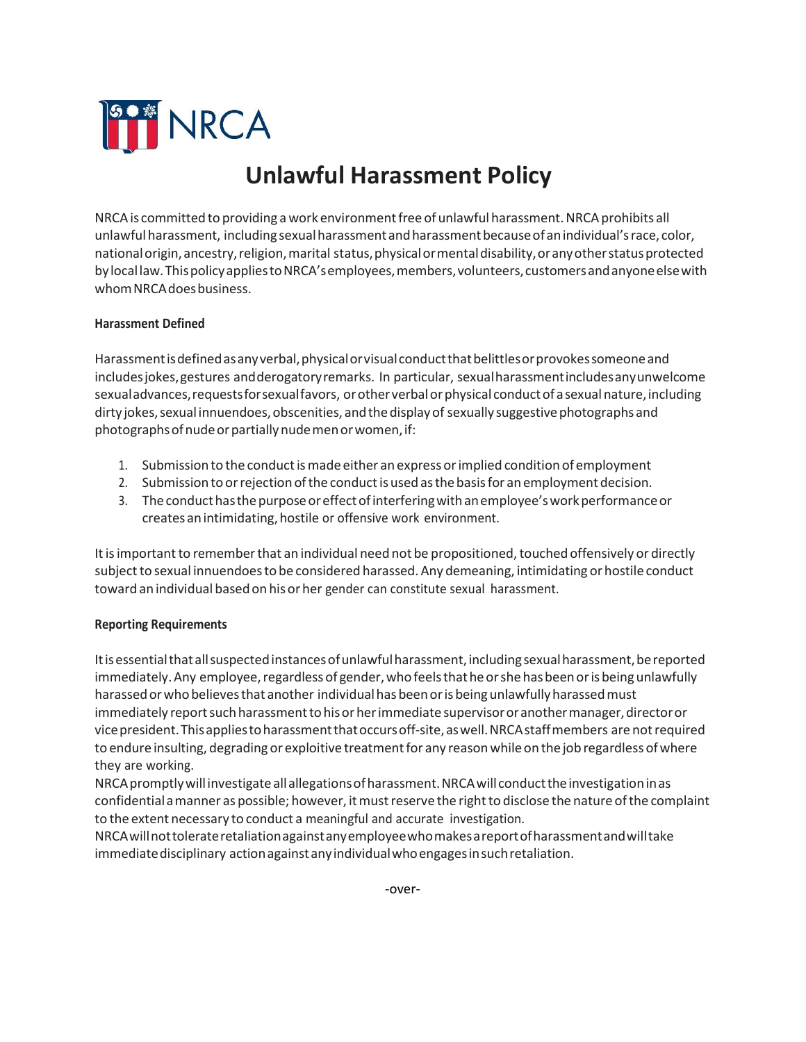NRCA

# Unlawful Harassment Policy

NRCA is committed to providing a work environment free of unlawful harassment. NRCA prohibits all unlawful harassment, including sexual harassment and harassment because of an individual's race, color, national origin, ancestry, religion, marital status, physical or mental disability, or any other status protected by local law. This policy applies to NRCA's employees, members, volunteers, customers and anyone else with whom NRCA does business.

**Harassment Defined**

Harassment is defined as any verbal, physical or visual conduct that belittles or provokes someone and includes jokes, gestures and derogatory remarks. In particular, sexual harassment includes any unwelcome sexual advances, requests for sexual favors, or other verbal or physical conduct of a sexual nature, including dirty jokes, sexual innuendoes, obscenities, and the display of sexually suggestive photographs and photographs of nude or partially nude men or women, if:

1. Submission to the conduct is made either an express or implied condition of employment
2. Submission to or rejection of the conduct is used as the basis for an employment decision.
3. The conduct has the purpose or effect of interfering with an employee's work performance or creates an intimidating, hostile or offensive work environment.

It is important to remember that an individual need not be propositioned, touched offensively or directly subject to sexual innuendoes to be considered harassed. Any demeaning, intimidating or hostile conduct toward an individual based on his or her gender can constitute sexual harassment.

**Reporting Requirements**

It is essential that all suspected instances of unlawful harassment, including sexual harassment, be reported immediately. Any employee, regardless of gender, who feels that he or she has been or is being unlawfully harassed or who believes that another individual has been or is being unlawfully harassed must immediately report such harassment to his or her immediate supervisor or another manager, director or vice president. This applies to harassment that occurs off-site, as well. NRCA staff members are not required to endure insulting, degrading or exploitive treatment for any reason while on the job regardless of where they are working.

NRCA promptly will investigate all allegations of harassment. NRCA will conduct the investigation in as confidential a manner as possible; however, it must reserve the right to disclose the nature of the complaint to the extent necessary to conduct a meaningful and accurate investigation.

NRCA will not tolerate retaliation against any employee who makes a report of harassment and will take immediate disciplinary action against any individual who engages in such retaliation.

-over-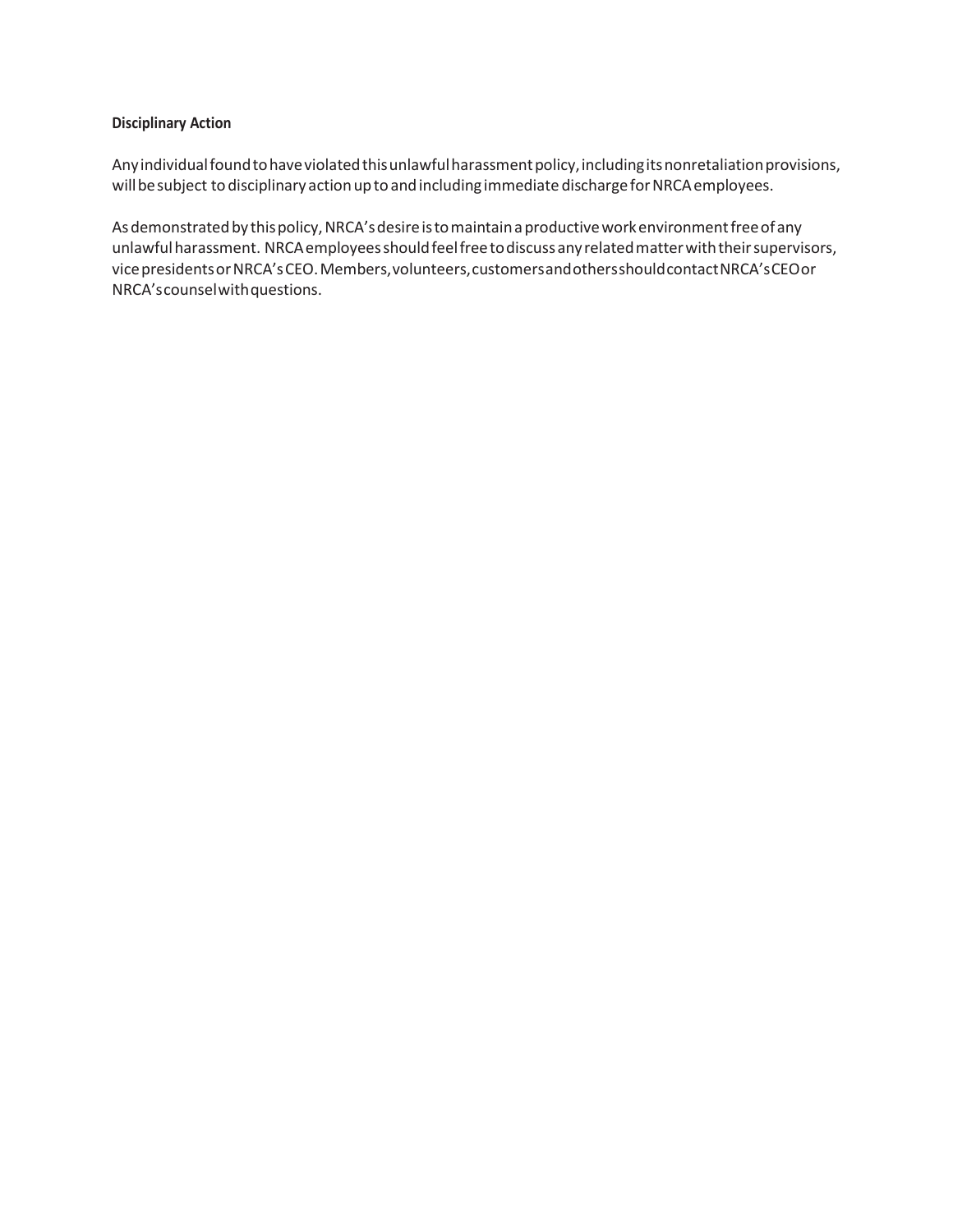**Disciplinary Action**

Any individual found to have violated this unlawful harassment policy, including its nonretaliation provisions, will be subject to disciplinary action up to and including immediate discharge for NRCA employees.

As demonstrated by this policy, NRCA's desire is to maintain a productive work environment free of any unlawful harassment. NRCA employees should feel free to discuss any related matter with their supervisors, vice presidents or NRCA's CEO. Members, volunteers, customers and others should contact NRCA's CEO or NRCA's counsel with questions.